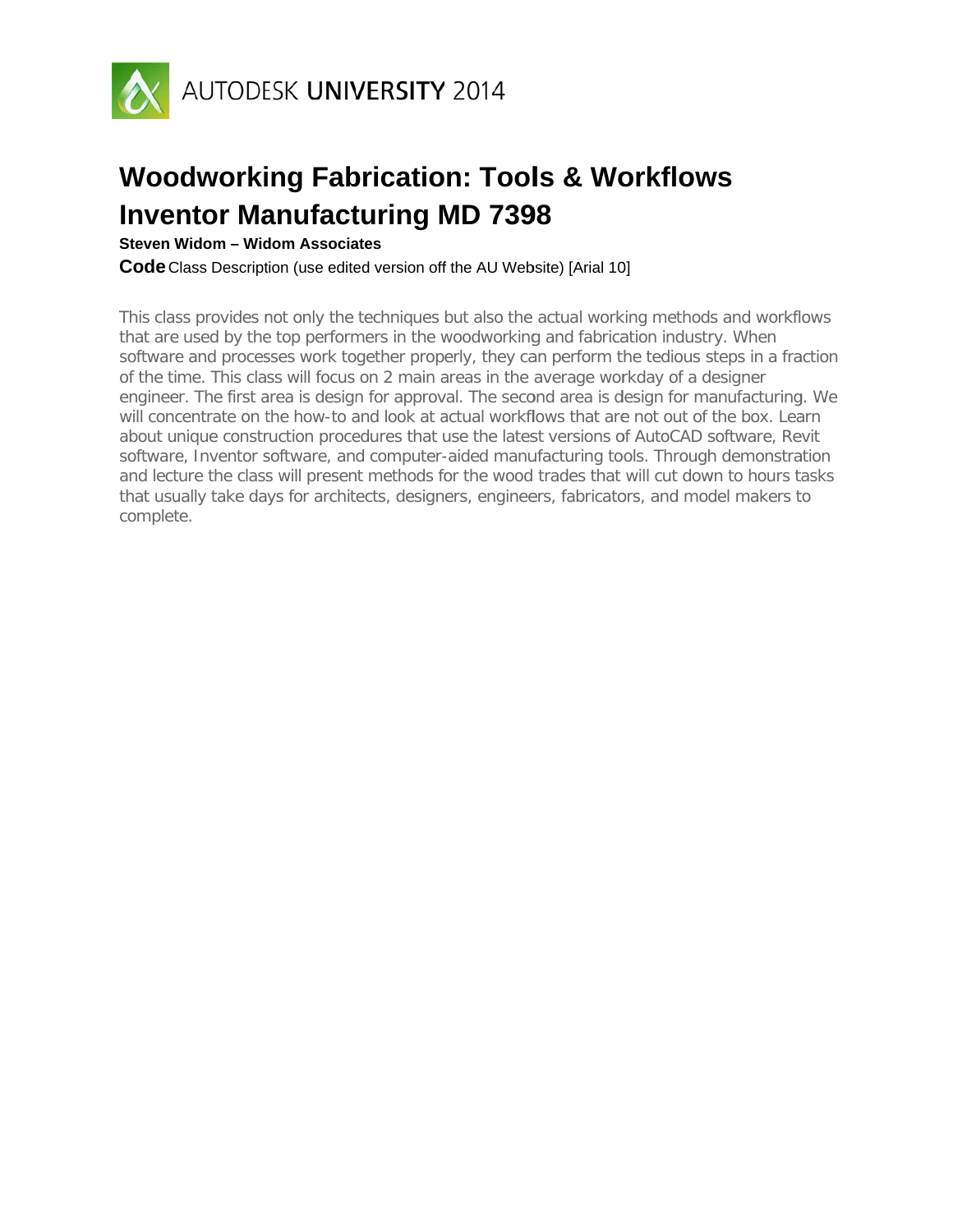AUTODESK UNIVERSITY 2014

# Woodworking Fabrication: Tools & Workflows Inventor Manufacturing MD 7398

**Steven Widom – Widom Associates**

**Code** Class Description (use edited version off the AU Website) [Arial 10]

This class provides not only the techniques but also the actual working methods and workflows that are used by the top performers in the woodworking and fabrication industry. When software and processes work together properly, they can perform the tedious steps in a fraction of the time. This class will focus on 2 main areas in the average workday of a designer engineer. The first area is design for approval. The second area is design for manufacturing. We will concentrate on the how-to and look at actual workflows that are not out of the box. Learn about unique construction procedures that use the latest versions of AutoCAD software, Revit software, Inventor software, and computer-aided manufacturing tools. Through demonstration and lecture the class will present methods for the wood trades that will cut down to hours tasks that usually take days for architects, designers, engineers, fabricators, and model makers to complete.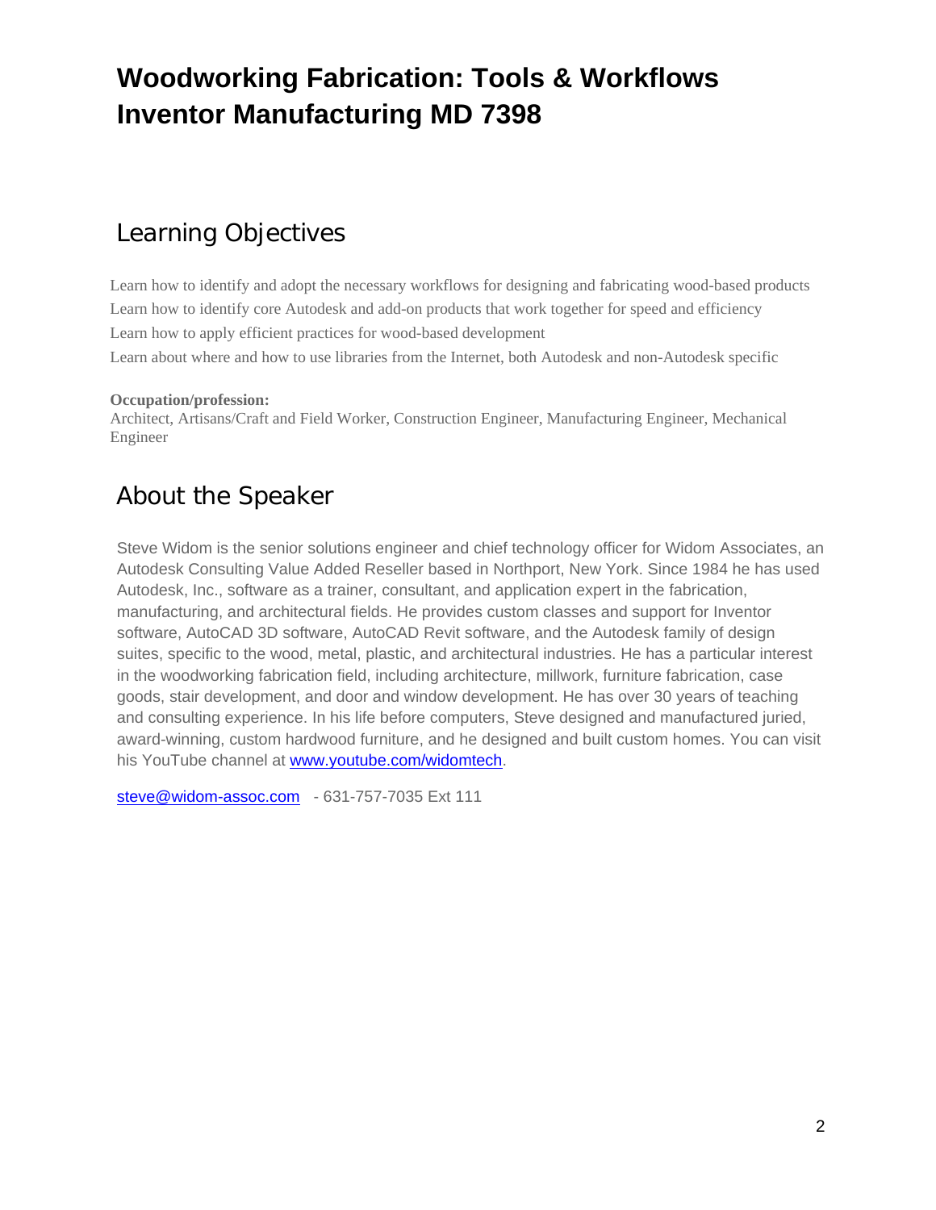# Woodworking Fabrication: Tools & Workflows Inventor Manufacturing MD 7398

## Learning Objectives

Learn how to identify and adopt the necessary workflows for designing and fabricating wood-based products
Learn how to identify core Autodesk and add-on products that work together for speed and efficiency
Learn how to apply efficient practices for wood-based development
Learn about where and how to use libraries from the Internet, both Autodesk and non-Autodesk specific

**Occupation/profession:**
Architect, Artisans/Craft and Field Worker, Construction Engineer, Manufacturing Engineer, Mechanical Engineer

## About the Speaker

Steve Widom is the senior solutions engineer and chief technology officer for Widom Associates, an Autodesk Consulting Value Added Reseller based in Northport, New York. Since 1984 he has used Autodesk, Inc., software as a trainer, consultant, and application expert in the fabrication, manufacturing, and architectural fields. He provides custom classes and support for Inventor software, AutoCAD 3D software, AutoCAD Revit software, and the Autodesk family of design suites, specific to the wood, metal, plastic, and architectural industries. He has a particular interest in the woodworking fabrication field, including architecture, millwork, furniture fabrication, case goods, stair development, and door and window development. He has over 30 years of teaching and consulting experience. In his life before computers, Steve designed and manufactured juried, award-winning, custom hardwood furniture, and he designed and built custom homes. You can visit his YouTube channel at [www.youtube.com/widomtech](http://www.youtube.com/widomtech).

[steve@widom-assoc.com](mailto:steve@widom-assoc.com) - 631-757-7035 Ext 111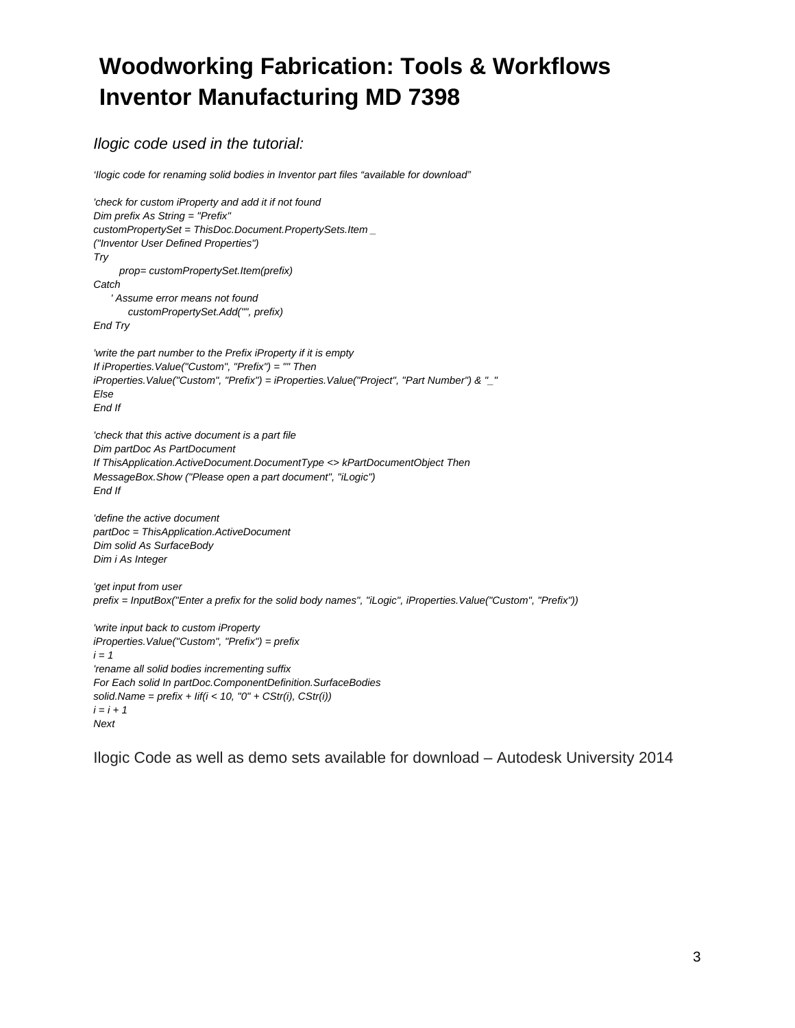# Woodworking Fabrication: Tools & Workflows
# Inventor Manufacturing MD 7398

*Ilogic code used in the tutorial:*

```
'Ilogic code for renaming solid bodies in Inventor part files "available for download"

'check for custom iProperty and add it if not found
Dim prefix As String = "Prefix"
customPropertySet = ThisDoc.Document.PropertySets.Item _
("Inventor User Defined Properties")
Try
      prop= customPropertySet.Item(prefix)
Catch
    ' Assume error means not found
        customPropertySet.Add("", prefix)
End Try

'write the part number to the Prefix iProperty if it is empty
If iProperties.Value("Custom", "Prefix") = "" Then
iProperties.Value("Custom", "Prefix") = iProperties.Value("Project", "Part Number") & "_"
Else
End If

'check that this active document is a part file
Dim partDoc As PartDocument
If ThisApplication.ActiveDocument.DocumentType <> kPartDocumentObject Then
MessageBox.Show ("Please open a part document", "iLogic")
End If

'define the active document
partDoc = ThisApplication.ActiveDocument
Dim solid As SurfaceBody
Dim i As Integer

'get input from user
prefix = InputBox("Enter a prefix for the solid body names", "iLogic", iProperties.Value("Custom", "Prefix"))

'write input back to custom iProperty
iProperties.Value("Custom", "Prefix") = prefix
i = 1
'rename all solid bodies incrementing suffix
For Each solid In partDoc.ComponentDefinition.SurfaceBodies
solid.Name = prefix + IIf(i < 10, "0" + CStr(i), CStr(i))
i = i + 1
Next
```

Ilogic Code as well as demo sets available for download – Autodesk University 2014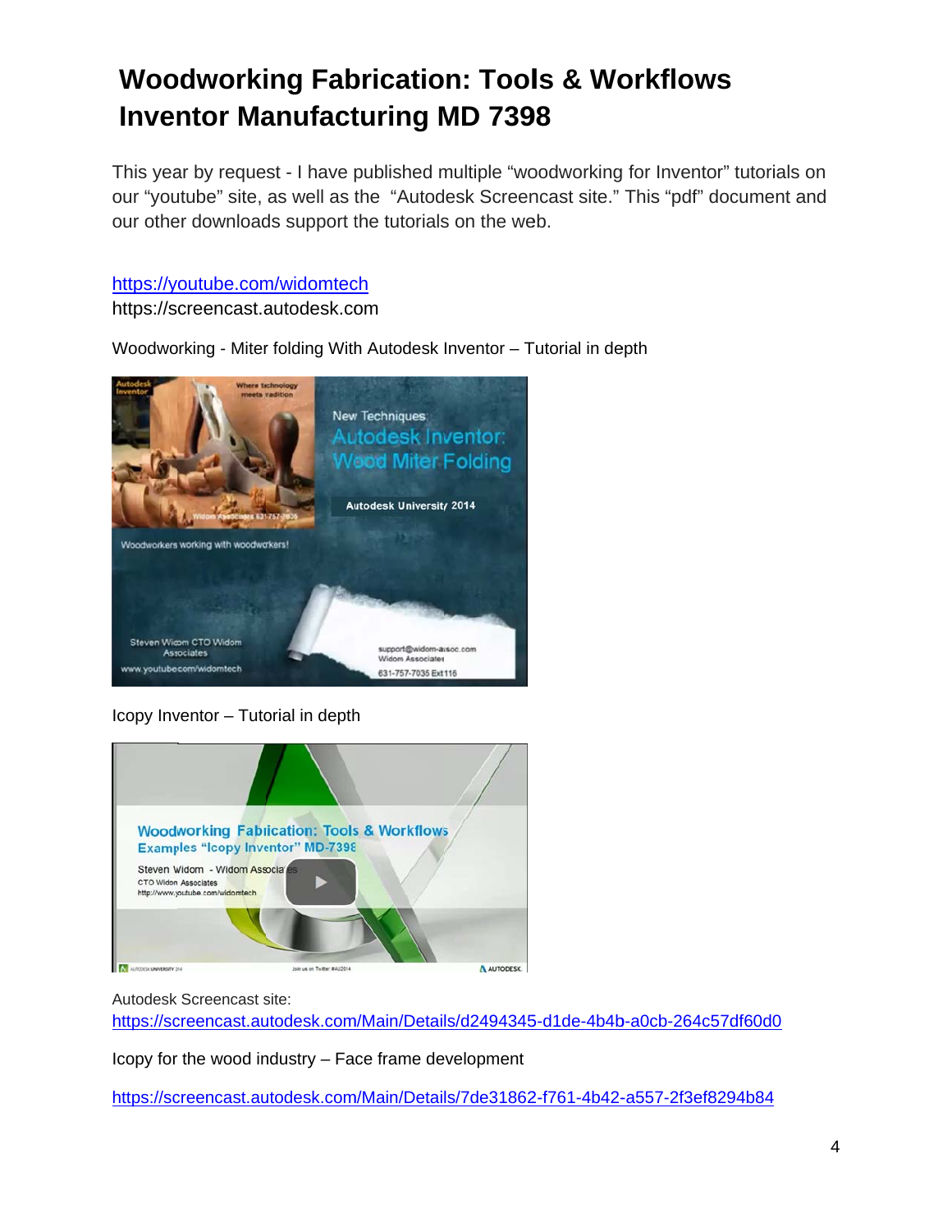# Woodworking Fabrication: Tools & Workflows
# Inventor Manufacturing MD 7398

This year by request - I have published multiple “woodworking for Inventor” tutorials on our “youtube” site, as well as the “Autodesk Screencast site.” This “pdf” document and our other downloads support the tutorials on the web.

https://youtube.com/widomtech
https://screencast.autodesk.com

Woodworking - Miter folding With Autodesk Inventor – Tutorial in depth

Icopy Inventor – Tutorial in depth

Autodesk Screencast site:
https://screencast.autodesk.com/Main/Details/d2494345-d1de-4b4b-a0cb-264c57df60d0

Icopy for the wood industry – Face frame development

https://screencast.autodesk.com/Main/Details/7de31862-f761-4b42-a557-2f3ef8294b84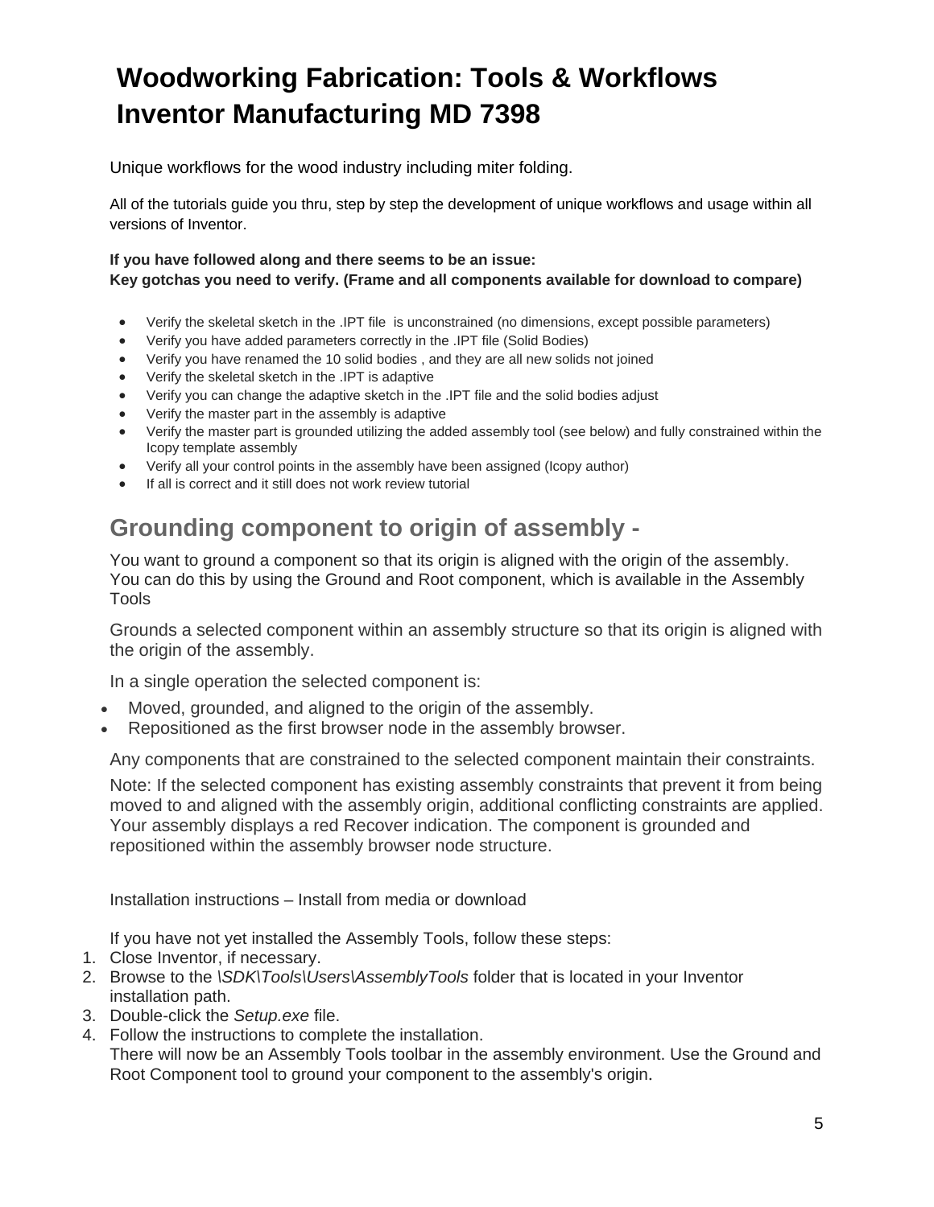# Woodworking Fabrication: Tools & Workflows Inventor Manufacturing MD 7398

Unique workflows for the wood industry including miter folding.

All of the tutorials guide you thru, step by step the development of unique workflows and usage within all versions of Inventor.

**If you have followed along and there seems to be an issue:**
**Key gotchas you need to verify. (Frame and all components available for download to compare)**

- Verify the skeletal sketch in the .IPT file is unconstrained (no dimensions, except possible parameters)
- Verify you have added parameters correctly in the .IPT file (Solid Bodies)
- Verify you have renamed the 10 solid bodies , and they are all new solids not joined
- Verify the skeletal sketch in the .IPT is adaptive
- Verify you can change the adaptive sketch in the .IPT file and the solid bodies adjust
- Verify the master part in the assembly is adaptive
- Verify the master part is grounded utilizing the added assembly tool (see below) and fully constrained within the Icopy template assembly
- Verify all your control points in the assembly have been assigned (Icopy author)
- If all is correct and it still does not work review tutorial

## Grounding component to origin of assembly -

You want to ground a component so that its origin is aligned with the origin of the assembly. You can do this by using the Ground and Root component, which is available in the Assembly Tools

Grounds a selected component within an assembly structure so that its origin is aligned with the origin of the assembly.

In a single operation the selected component is:

- Moved, grounded, and aligned to the origin of the assembly.
- Repositioned as the first browser node in the assembly browser.

Any components that are constrained to the selected component maintain their constraints.

Note: If the selected component has existing assembly constraints that prevent it from being moved to and aligned with the assembly origin, additional conflicting constraints are applied. Your assembly displays a red Recover indication. The component is grounded and repositioned within the assembly browser node structure.

Installation instructions – Install from media or download

If you have not yet installed the Assembly Tools, follow these steps:

1. Close Inventor, if necessary.
2. Browse to the *\SDK\Tools\Users\AssemblyTools* folder that is located in your Inventor installation path.
3. Double-click the *Setup.exe* file.
4. Follow the instructions to complete the installation.
   There will now be an Assembly Tools toolbar in the assembly environment. Use the Ground and Root Component tool to ground your component to the assembly's origin.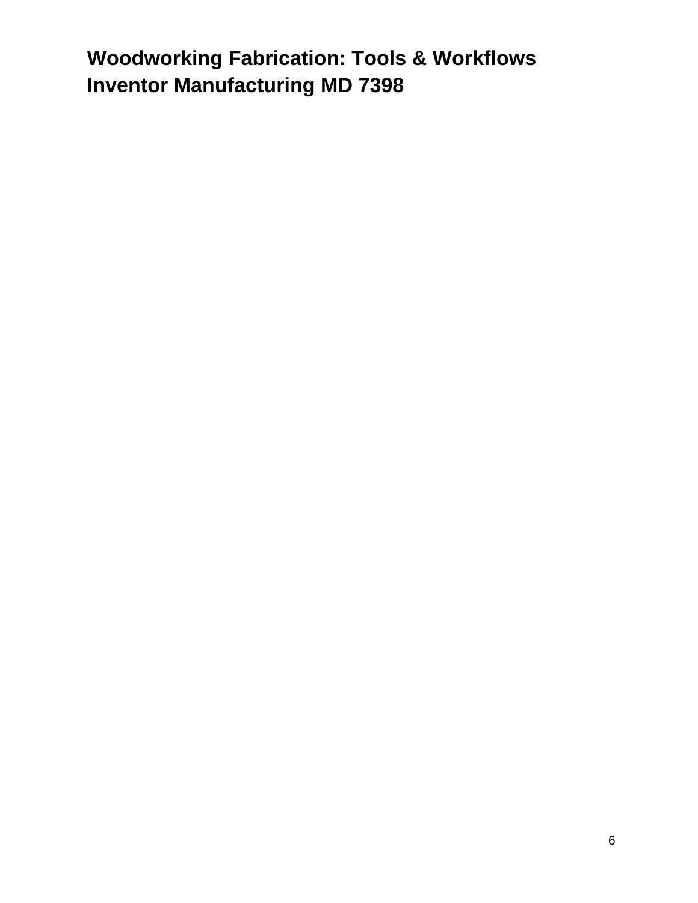**Woodworking Fabrication: Tools & Workflows**
**Inventor Manufacturing MD 7398**